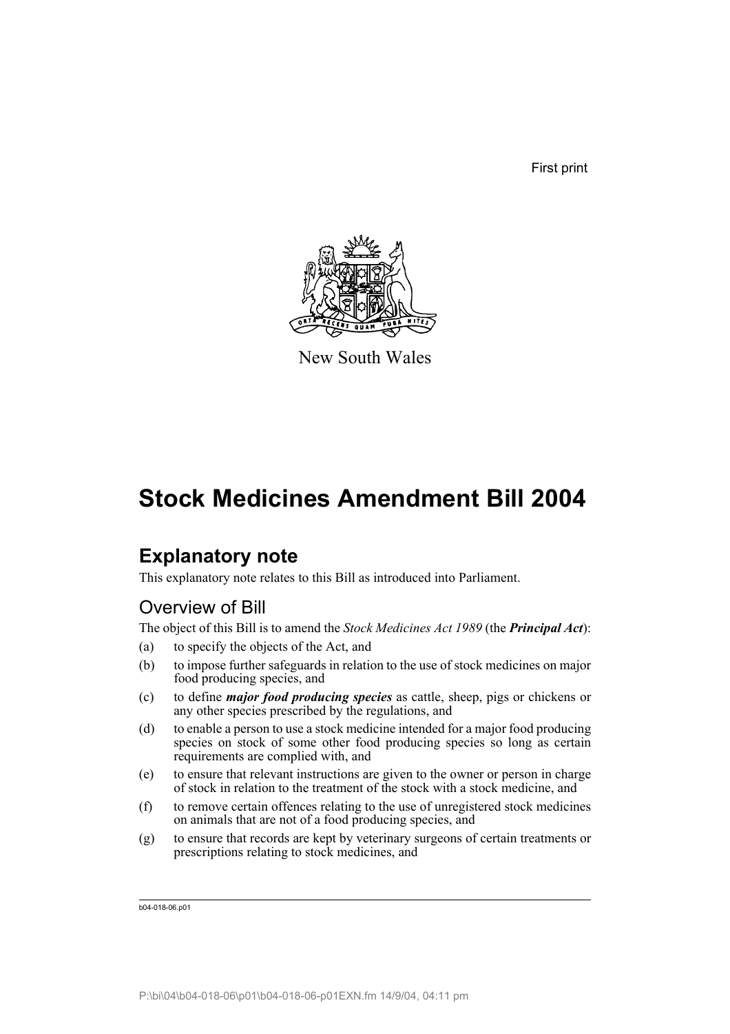First print

New South Wales

# Stock Medicines Amendment Bill 2004

## Explanatory note

This explanatory note relates to this Bill as introduced into Parliament.

### Overview of Bill

The object of this Bill is to amend the *Stock Medicines Act 1989* (the ***Principal Act***):

(a) to specify the objects of the Act, and

(b) to impose further safeguards in relation to the use of stock medicines on major food producing species, and

(c) to define ***major food producing species*** as cattle, sheep, pigs or chickens or any other species prescribed by the regulations, and

(d) to enable a person to use a stock medicine intended for a major food producing species on stock of some other food producing species so long as certain requirements are complied with, and

(e) to ensure that relevant instructions are given to the owner or person in charge of stock in relation to the treatment of the stock with a stock medicine, and

(f) to remove certain offences relating to the use of unregistered stock medicines on animals that are not of a food producing species, and

(g) to ensure that records are kept by veterinary surgeons of certain treatments or prescriptions relating to stock medicines, and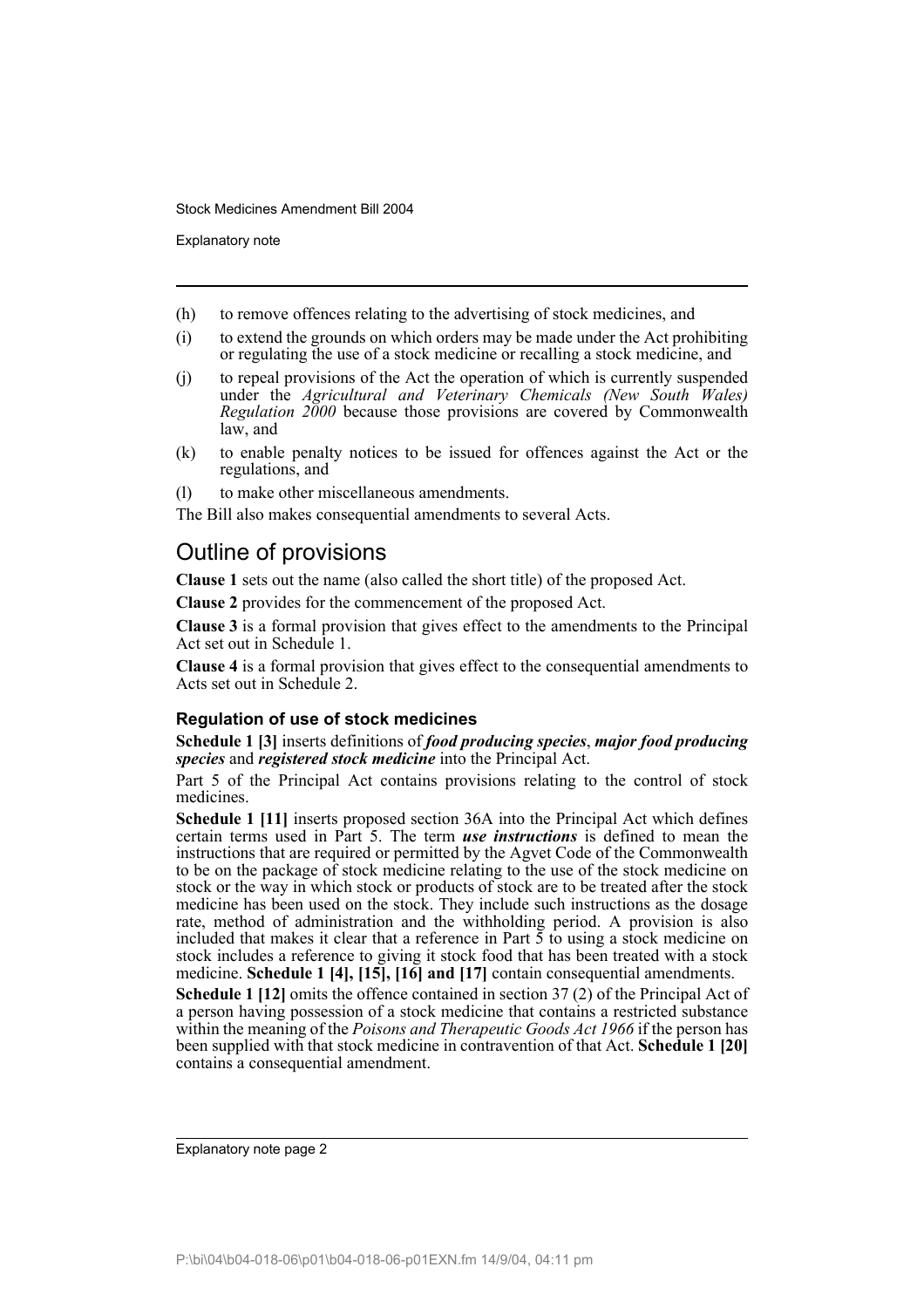(h) to remove offences relating to the advertising of stock medicines, and

(i) to extend the grounds on which orders may be made under the Act prohibiting or regulating the use of a stock medicine or recalling a stock medicine, and

(j) to repeal provisions of the Act the operation of which is currently suspended under the *Agricultural and Veterinary Chemicals (New South Wales) Regulation 2000* because those provisions are covered by Commonwealth law, and

(k) to enable penalty notices to be issued for offences against the Act or the regulations, and

(l) to make other miscellaneous amendments.

The Bill also makes consequential amendments to several Acts.

## Outline of provisions

**Clause 1** sets out the name (also called the short title) of the proposed Act.

**Clause 2** provides for the commencement of the proposed Act.

**Clause 3** is a formal provision that gives effect to the amendments to the Principal Act set out in Schedule 1.

**Clause 4** is a formal provision that gives effect to the consequential amendments to Acts set out in Schedule 2.

### Regulation of use of stock medicines

**Schedule 1 [3]** inserts definitions of ***food producing species***, ***major food producing species*** and ***registered stock medicine*** into the Principal Act.

Part 5 of the Principal Act contains provisions relating to the control of stock medicines.

**Schedule 1 [11]** inserts proposed section 36A into the Principal Act which defines certain terms used in Part 5. The term ***use instructions*** is defined to mean the instructions that are required or permitted by the Agvet Code of the Commonwealth to be on the package of stock medicine relating to the use of the stock medicine on stock or the way in which stock or products of stock are to be treated after the stock medicine has been used on the stock. They include such instructions as the dosage rate, method of administration and the withholding period. A provision is also included that makes it clear that a reference in Part 5 to using a stock medicine on stock includes a reference to giving it stock food that has been treated with a stock medicine. **Schedule 1 [4], [15], [16] and [17]** contain consequential amendments.

**Schedule 1 [12]** omits the offence contained in section 37 (2) of the Principal Act of a person having possession of a stock medicine that contains a restricted substance within the meaning of the *Poisons and Therapeutic Goods Act 1966* if the person has been supplied with that stock medicine in contravention of that Act. **Schedule 1 [20]** contains a consequential amendment.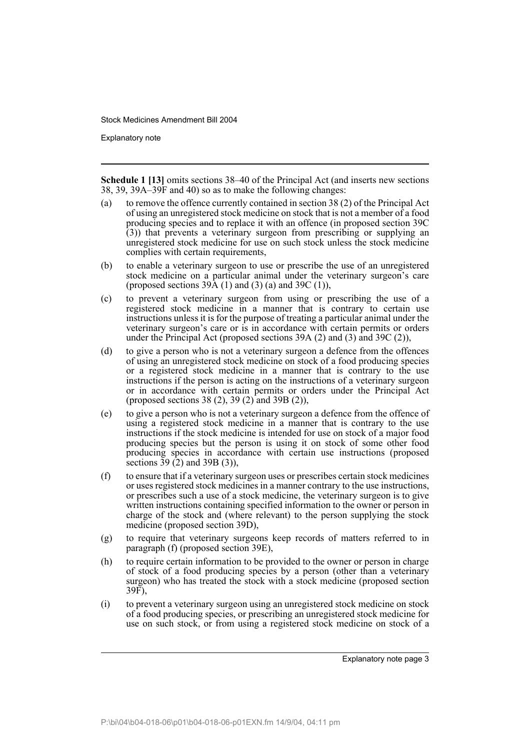**Schedule 1 [13]** omits sections 38–40 of the Principal Act (and inserts new sections 38, 39, 39A–39F and 40) so as to make the following changes:

(a) to remove the offence currently contained in section 38 (2) of the Principal Act of using an unregistered stock medicine on stock that is not a member of a food producing species and to replace it with an offence (in proposed section 39C (3)) that prevents a veterinary surgeon from prescribing or supplying an unregistered stock medicine for use on such stock unless the stock medicine complies with certain requirements,

(b) to enable a veterinary surgeon to use or prescribe the use of an unregistered stock medicine on a particular animal under the veterinary surgeon's care (proposed sections 39A (1) and (3) (a) and 39C (1)),

(c) to prevent a veterinary surgeon from using or prescribing the use of a registered stock medicine in a manner that is contrary to certain use instructions unless it is for the purpose of treating a particular animal under the veterinary surgeon's care or is in accordance with certain permits or orders under the Principal Act (proposed sections 39A (2) and (3) and 39C (2)),

(d) to give a person who is not a veterinary surgeon a defence from the offences of using an unregistered stock medicine on stock of a food producing species or a registered stock medicine in a manner that is contrary to the use instructions if the person is acting on the instructions of a veterinary surgeon or in accordance with certain permits or orders under the Principal Act (proposed sections 38 (2), 39 (2) and 39B (2)),

(e) to give a person who is not a veterinary surgeon a defence from the offence of using a registered stock medicine in a manner that is contrary to the use instructions if the stock medicine is intended for use on stock of a major food producing species but the person is using it on stock of some other food producing species in accordance with certain use instructions (proposed sections 39 (2) and 39B (3)),

(f) to ensure that if a veterinary surgeon uses or prescribes certain stock medicines or uses registered stock medicines in a manner contrary to the use instructions, or prescribes such a use of a stock medicine, the veterinary surgeon is to give written instructions containing specified information to the owner or person in charge of the stock and (where relevant) to the person supplying the stock medicine (proposed section 39D),

(g) to require that veterinary surgeons keep records of matters referred to in paragraph (f) (proposed section 39E),

(h) to require certain information to be provided to the owner or person in charge of stock of a food producing species by a person (other than a veterinary surgeon) who has treated the stock with a stock medicine (proposed section 39F),

(i) to prevent a veterinary surgeon using an unregistered stock medicine on stock of a food producing species, or prescribing an unregistered stock medicine for use on such stock, or from using a registered stock medicine on stock of a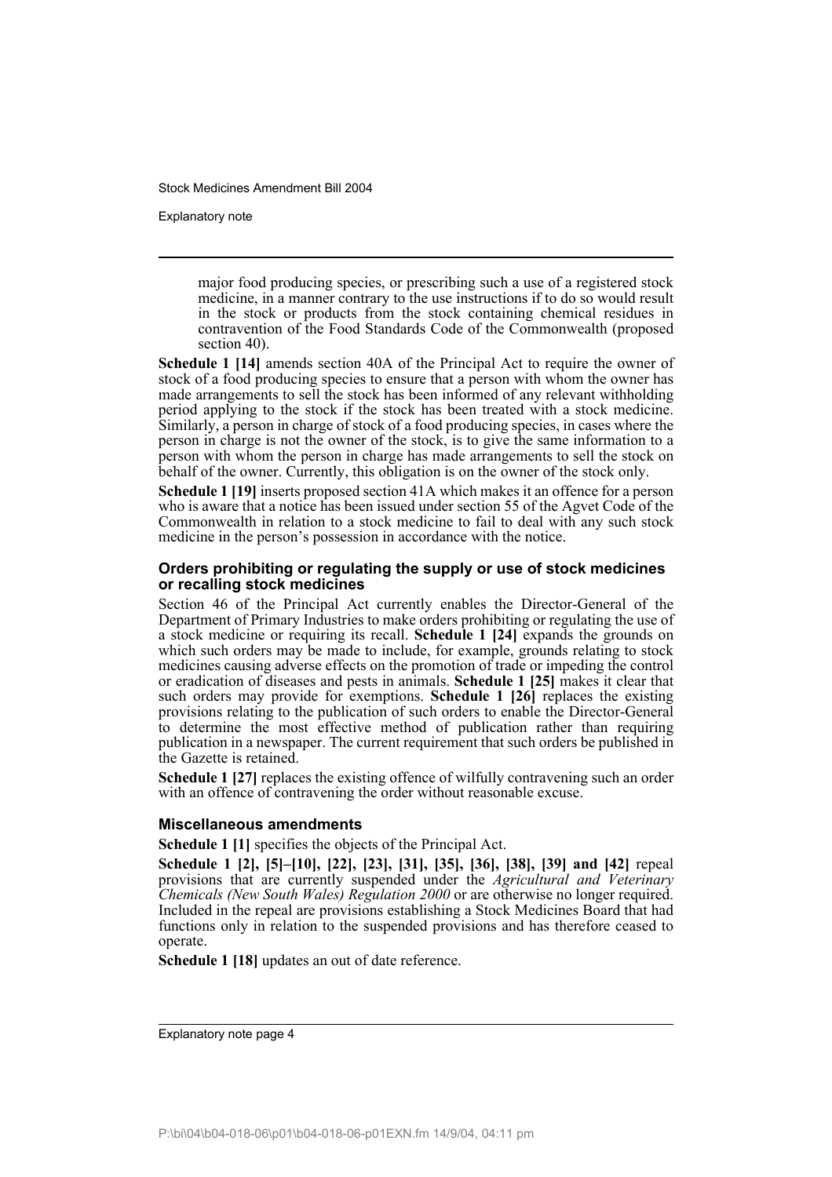major food producing species, or prescribing such a use of a registered stock medicine, in a manner contrary to the use instructions if to do so would result in the stock or products from the stock containing chemical residues in contravention of the Food Standards Code of the Commonwealth (proposed section 40).

**Schedule 1 [14]** amends section 40A of the Principal Act to require the owner of stock of a food producing species to ensure that a person with whom the owner has made arrangements to sell the stock has been informed of any relevant withholding period applying to the stock if the stock has been treated with a stock medicine. Similarly, a person in charge of stock of a food producing species, in cases where the person in charge is not the owner of the stock, is to give the same information to a person with whom the person in charge has made arrangements to sell the stock on behalf of the owner. Currently, this obligation is on the owner of the stock only.

**Schedule 1 [19]** inserts proposed section 41A which makes it an offence for a person who is aware that a notice has been issued under section 55 of the Agvet Code of the Commonwealth in relation to a stock medicine to fail to deal with any such stock medicine in the person's possession in accordance with the notice.

### Orders prohibiting or regulating the supply or use of stock medicines or recalling stock medicines

Section 46 of the Principal Act currently enables the Director-General of the Department of Primary Industries to make orders prohibiting or regulating the use of a stock medicine or requiring its recall. **Schedule 1 [24]** expands the grounds on which such orders may be made to include, for example, grounds relating to stock medicines causing adverse effects on the promotion of trade or impeding the control or eradication of diseases and pests in animals. **Schedule 1 [25]** makes it clear that such orders may provide for exemptions. **Schedule 1 [26]** replaces the existing provisions relating to the publication of such orders to enable the Director-General to determine the most effective method of publication rather than requiring publication in a newspaper. The current requirement that such orders be published in the Gazette is retained.

**Schedule 1 [27]** replaces the existing offence of wilfully contravening such an order with an offence of contravening the order without reasonable excuse.

### Miscellaneous amendments

**Schedule 1 [1]** specifies the objects of the Principal Act.

**Schedule 1 [2], [5]–[10], [22], [23], [31], [35], [36], [38], [39] and [42]** repeal provisions that are currently suspended under the *Agricultural and Veterinary Chemicals (New South Wales) Regulation 2000* or are otherwise no longer required. Included in the repeal are provisions establishing a Stock Medicines Board that had functions only in relation to the suspended provisions and has therefore ceased to operate.

**Schedule 1 [18]** updates an out of date reference.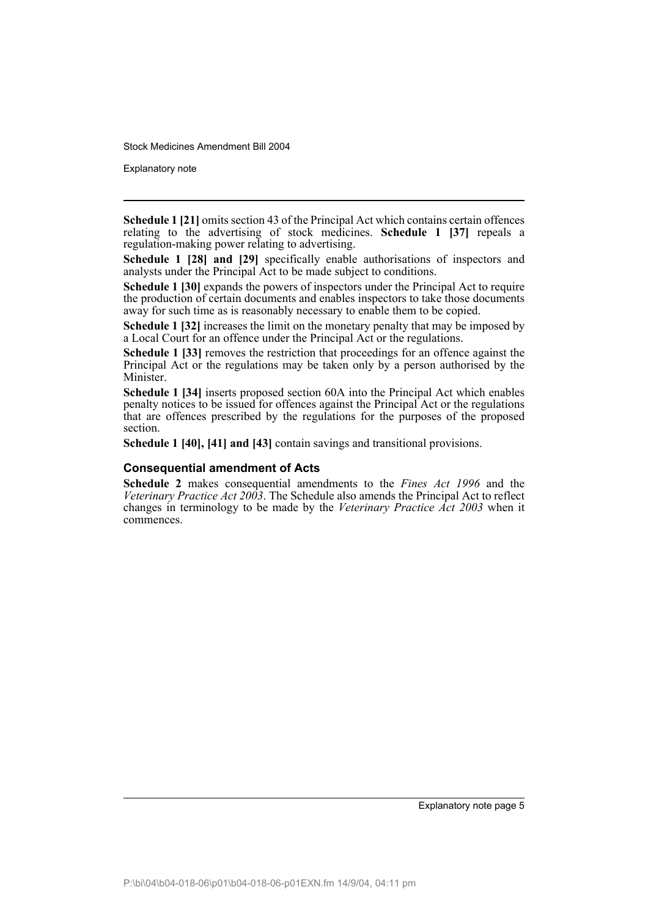**Schedule 1 [21]** omits section 43 of the Principal Act which contains certain offences relating to the advertising of stock medicines. **Schedule 1 [37]** repeals a regulation-making power relating to advertising.

**Schedule 1 [28] and [29]** specifically enable authorisations of inspectors and analysts under the Principal Act to be made subject to conditions.

**Schedule 1 [30]** expands the powers of inspectors under the Principal Act to require the production of certain documents and enables inspectors to take those documents away for such time as is reasonably necessary to enable them to be copied.

**Schedule 1 [32]** increases the limit on the monetary penalty that may be imposed by a Local Court for an offence under the Principal Act or the regulations.

**Schedule 1 [33]** removes the restriction that proceedings for an offence against the Principal Act or the regulations may be taken only by a person authorised by the Minister.

**Schedule 1 [34]** inserts proposed section 60A into the Principal Act which enables penalty notices to be issued for offences against the Principal Act or the regulations that are offences prescribed by the regulations for the purposes of the proposed section.

**Schedule 1 [40], [41] and [43]** contain savings and transitional provisions.

### Consequential amendment of Acts

**Schedule 2** makes consequential amendments to the *Fines Act 1996* and the *Veterinary Practice Act 2003*. The Schedule also amends the Principal Act to reflect changes in terminology to be made by the *Veterinary Practice Act 2003* when it commences.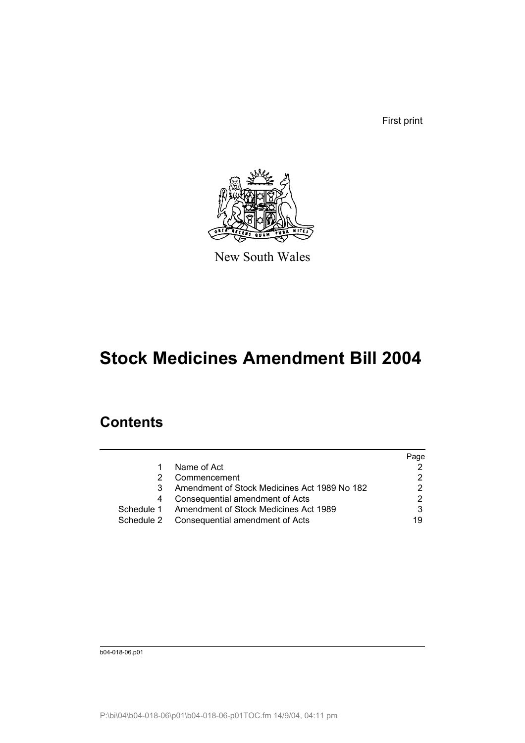First print

New South Wales

# Stock Medicines Amendment Bill 2004

## Contents

| | | Page |
|---|---|---|
| 1 | Name of Act | 2 |
| 2 | Commencement | 2 |
| 3 | Amendment of Stock Medicines Act 1989 No 182 | 2 |
| 4 | Consequential amendment of Acts | 2 |
| Schedule 1 | Amendment of Stock Medicines Act 1989 | 3 |
| Schedule 2 | Consequential amendment of Acts | 19 |

b04-018-06.p01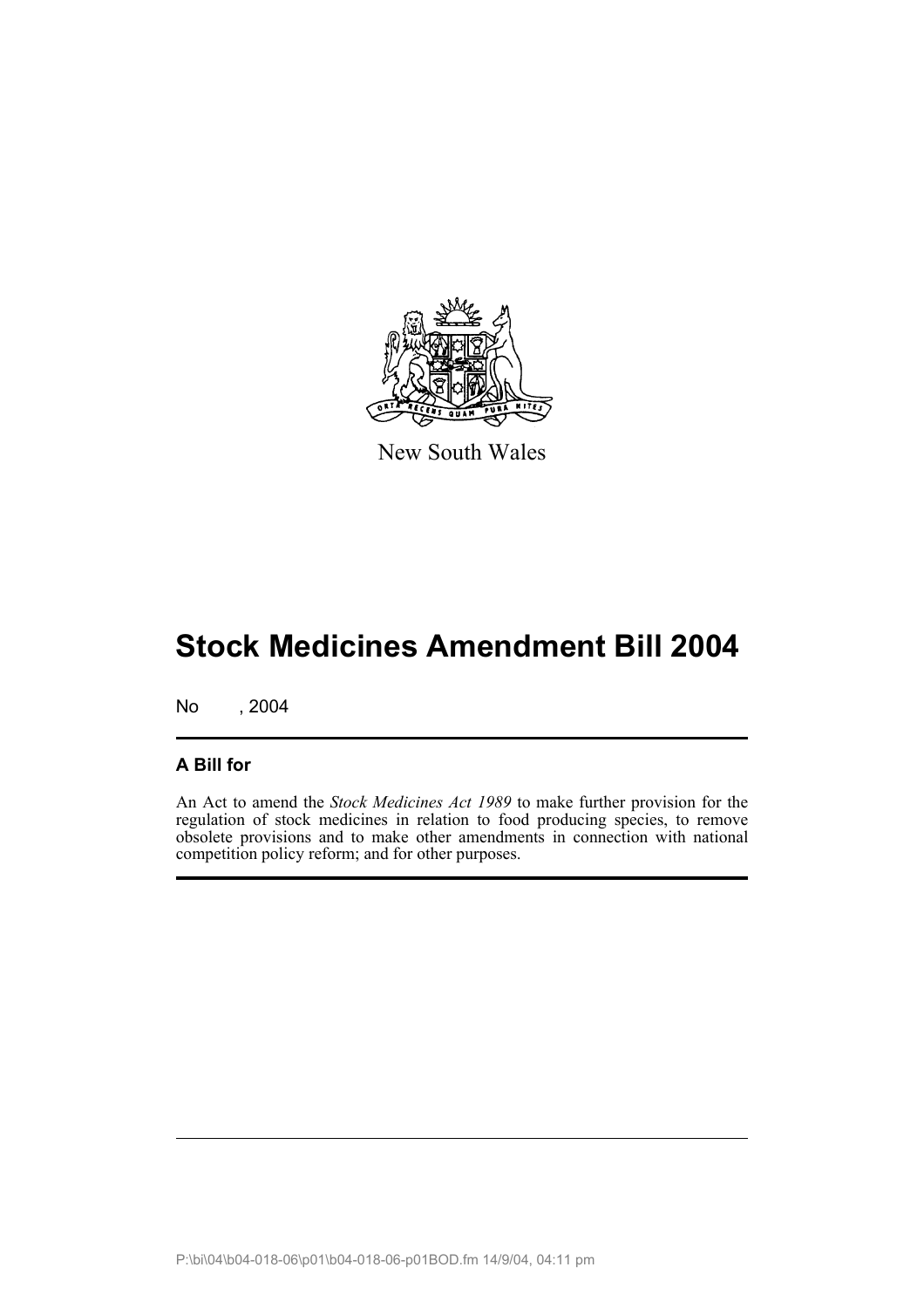New South Wales

# Stock Medicines Amendment Bill 2004

No , 2004

## A Bill for

An Act to amend the *Stock Medicines Act 1989* to make further provision for the regulation of stock medicines in relation to food producing species, to remove obsolete provisions and to make other amendments in connection with national competition policy reform; and for other purposes.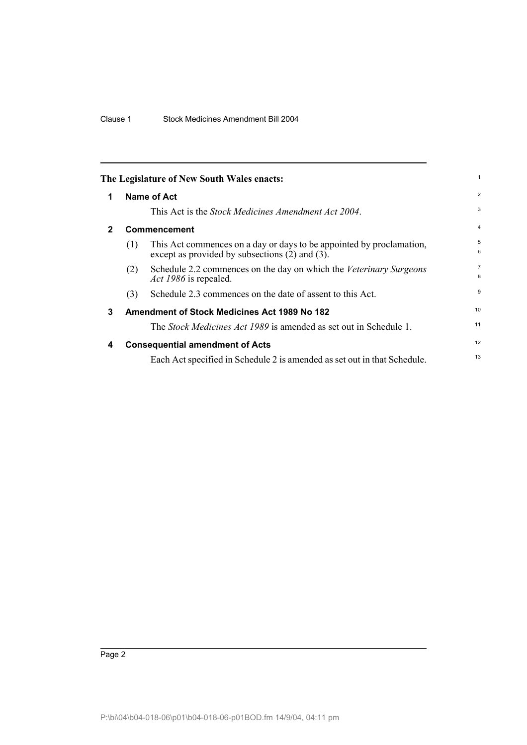**The Legislature of New South Wales enacts:**

## 1 Name of Act

This Act is the *Stock Medicines Amendment Act 2004*.

## 2 Commencement

(1) This Act commences on a day or days to be appointed by proclamation, except as provided by subsections (2) and (3).

(2) Schedule 2.2 commences on the day on which the *Veterinary Surgeons Act 1986* is repealed.

(3) Schedule 2.3 commences on the date of assent to this Act.

## 3 Amendment of Stock Medicines Act 1989 No 182

The *Stock Medicines Act 1989* is amended as set out in Schedule 1.

## 4 Consequential amendment of Acts

Each Act specified in Schedule 2 is amended as set out in that Schedule.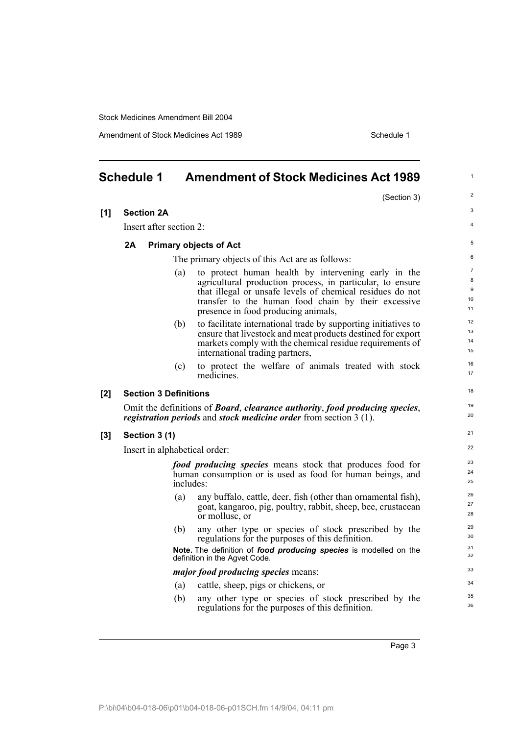## Schedule 1 Amendment of Stock Medicines Act 1989

(Section 3)

**[1] Section 2A**

Insert after section 2:

### 2A Primary objects of Act

The primary objects of this Act are as follows:

(a) to protect human health by intervening early in the agricultural production process, in particular, to ensure that illegal or unsafe levels of chemical residues do not transfer to the human food chain by their excessive presence in food producing animals,

(b) to facilitate international trade by supporting initiatives to ensure that livestock and meat products destined for export markets comply with the chemical residue requirements of international trading partners,

(c) to protect the welfare of animals treated with stock medicines.

**[2] Section 3 Definitions**

Omit the definitions of ***Board***, ***clearance authority***, ***food producing species***, ***registration periods*** and ***stock medicine order*** from section 3 (1).

**[3] Section 3 (1)**

Insert in alphabetical order:

***food producing species*** means stock that produces food for human consumption or is used as food for human beings, and includes:

(a) any buffalo, cattle, deer, fish (other than ornamental fish), goat, kangaroo, pig, poultry, rabbit, sheep, bee, crustacean or mollusc, or

(b) any other type or species of stock prescribed by the regulations for the purposes of this definition.

**Note.** The definition of ***food producing species*** is modelled on the definition in the Agvet Code.

***major food producing species*** means:

(a) cattle, sheep, pigs or chickens, or

(b) any other type or species of stock prescribed by the regulations for the purposes of this definition.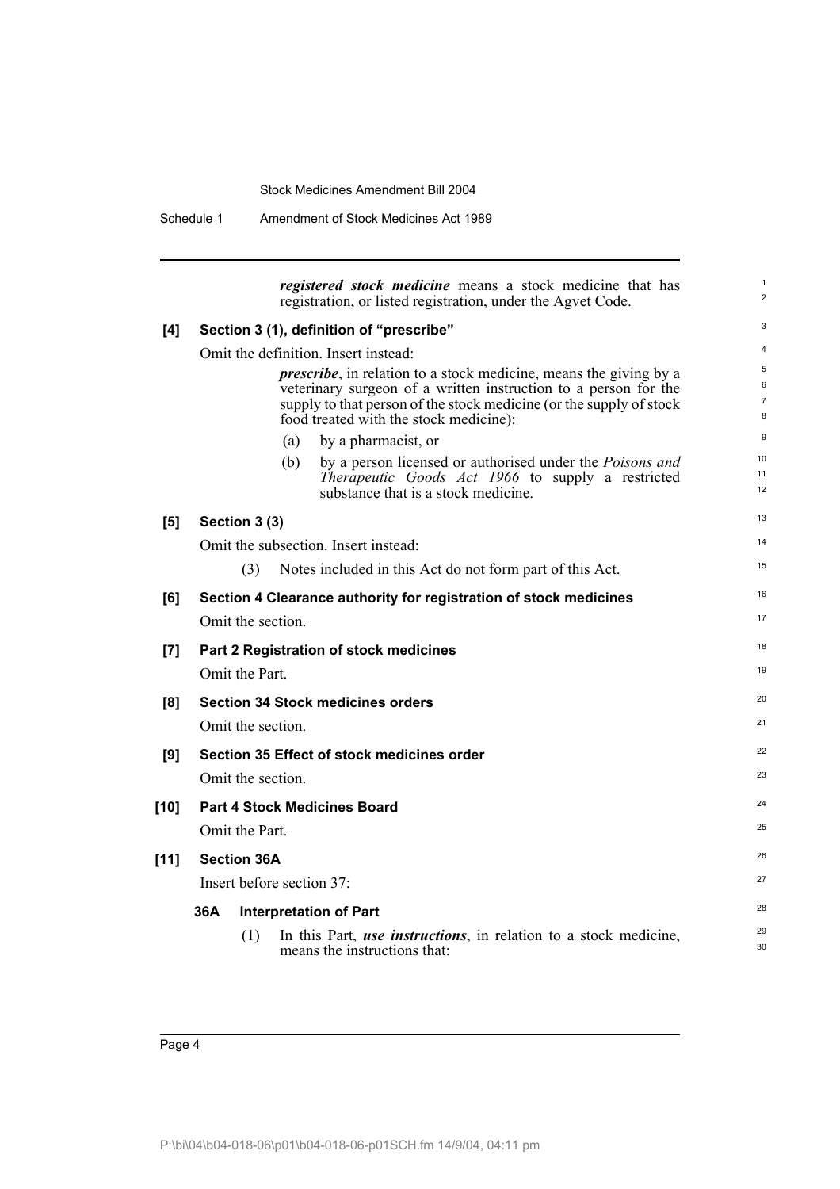***registered stock medicine*** means a stock medicine that has registration, or listed registration, under the Agvet Code.

**[4] Section 3 (1), definition of "prescribe"**

Omit the definition. Insert instead:

> ***prescribe***, in relation to a stock medicine, means the giving by a veterinary surgeon of a written instruction to a person for the supply to that person of the stock medicine (or the supply of stock food treated with the stock medicine):
>
> (a) by a pharmacist, or
>
> (b) by a person licensed or authorised under the *Poisons and Therapeutic Goods Act 1966* to supply a restricted substance that is a stock medicine.

**[5] Section 3 (3)**

Omit the subsection. Insert instead:

> (3) Notes included in this Act do not form part of this Act.

**[6] Section 4 Clearance authority for registration of stock medicines**

Omit the section.

**[7] Part 2 Registration of stock medicines**

Omit the Part.

**[8] Section 34 Stock medicines orders**

Omit the section.

**[9] Section 35 Effect of stock medicine order**

Omit the section.

**[10] Part 4 Stock Medicines Board**

Omit the Part.

**[11] Section 36A**

Insert before section 37:

> **36A Interpretation of Part**
>
> (1) In this Part, ***use instructions***, in relation to a stock medicine, means the instructions that: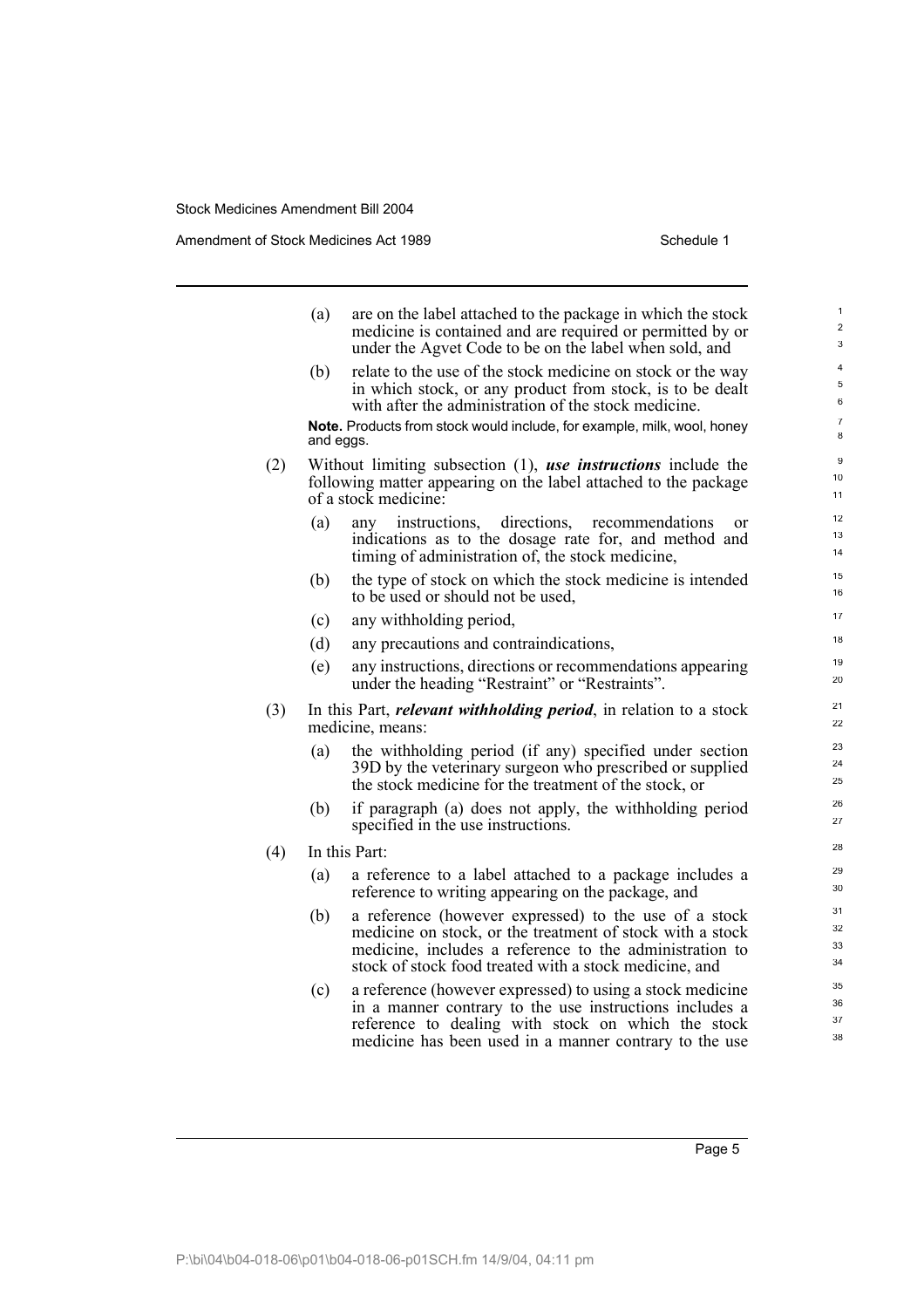(a) are on the label attached to the package in which the stock medicine is contained and are required or permitted by or under the Agvet Code to be on the label when sold, and

(b) relate to the use of the stock medicine on stock or the way in which stock, or any product from stock, is to be dealt with after the administration of the stock medicine.

**Note.** Products from stock would include, for example, milk, wool, honey and eggs.

(2) Without limiting subsection (1), ***use instructions*** include the following matter appearing on the label attached to the package of a stock medicine:

(a) any instructions, directions, recommendations or indications as to the dosage rate for, and method and timing of administration of, the stock medicine,

(b) the type of stock on which the stock medicine is intended to be used or should not be used,

(c) any withholding period,

(d) any precautions and contraindications,

(e) any instructions, directions or recommendations appearing under the heading "Restraint" or "Restraints".

(3) In this Part, ***relevant withholding period***, in relation to a stock medicine, means:

(a) the withholding period (if any) specified under section 39D by the veterinary surgeon who prescribed or supplied the stock medicine for the treatment of the stock, or

(b) if paragraph (a) does not apply, the withholding period specified in the use instructions.

(4) In this Part:

(a) a reference to a label attached to a package includes a reference to writing appearing on the package, and

(b) a reference (however expressed) to the use of a stock medicine on stock, or the treatment of stock with a stock medicine, includes a reference to the administration to stock of stock food treated with a stock medicine, and

(c) a reference (however expressed) to using a stock medicine in a manner contrary to the use instructions includes a reference to dealing with stock on which the stock medicine has been used in a manner contrary to the use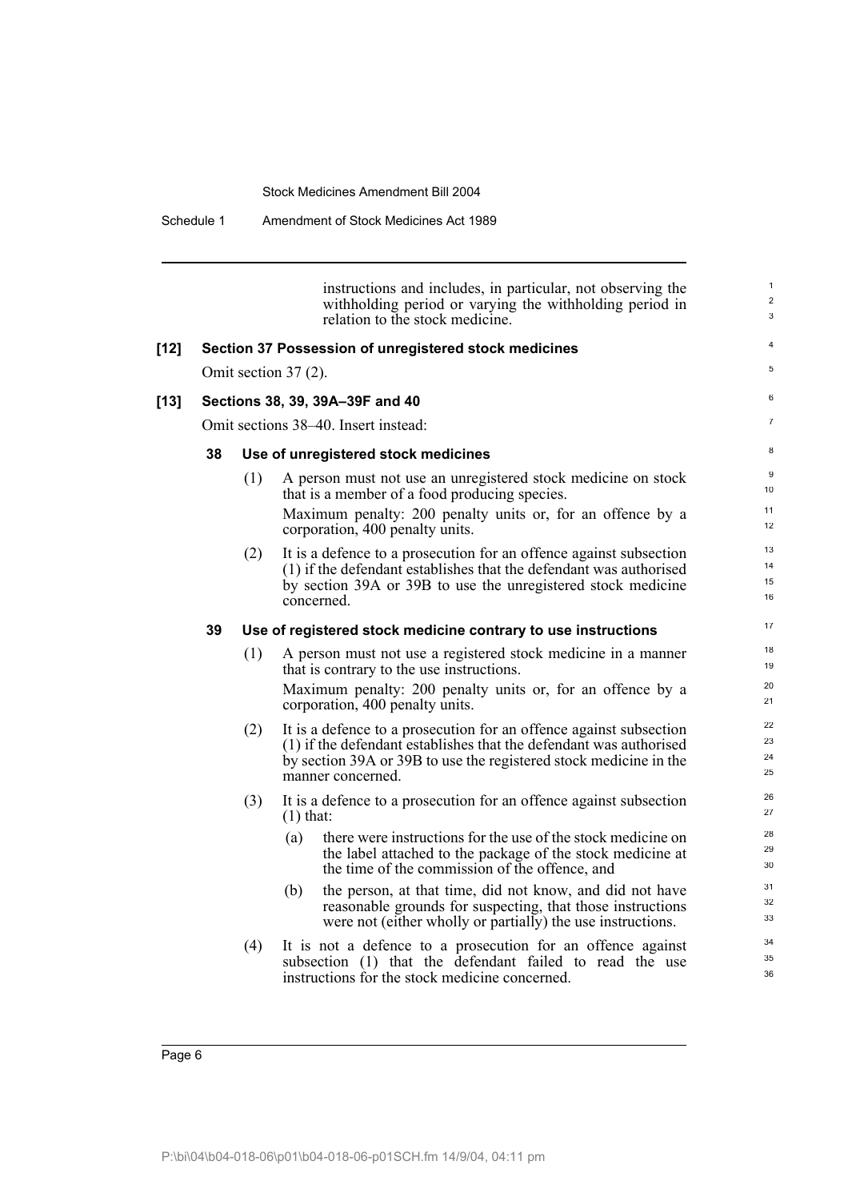instructions and includes, in particular, not observing the withholding period or varying the withholding period in relation to the stock medicine.

**[12] Section 37 Possession of unregistered stock medicines**

Omit section 37 (2).

**[13] Sections 38, 39, 39A–39F and 40**

Omit sections 38–40. Insert instead:

**38 Use of unregistered stock medicines**

(1) A person must not use an unregistered stock medicine on stock that is a member of a food producing species.

Maximum penalty: 200 penalty units or, for an offence by a corporation, 400 penalty units.

(2) It is a defence to a prosecution for an offence against subsection (1) if the defendant establishes that the defendant was authorised by section 39A or 39B to use the unregistered stock medicine concerned.

**39 Use of registered stock medicine contrary to use instructions**

(1) A person must not use a registered stock medicine in a manner that is contrary to the use instructions.

Maximum penalty: 200 penalty units or, for an offence by a corporation, 400 penalty units.

(2) It is a defence to a prosecution for an offence against subsection (1) if the defendant establishes that the defendant was authorised by section 39A or 39B to use the registered stock medicine in the manner concerned.

(3) It is a defence to a prosecution for an offence against subsection (1) that:

(a) there were instructions for the use of the stock medicine on the label attached to the package of the stock medicine at the time of the commission of the offence, and

(b) the person, at that time, did not know, and did not have reasonable grounds for suspecting, that those instructions were not (either wholly or partially) the use instructions.

(4) It is not a defence to a prosecution for an offence against subsection (1) that the defendant failed to read the use instructions for the stock medicine concerned.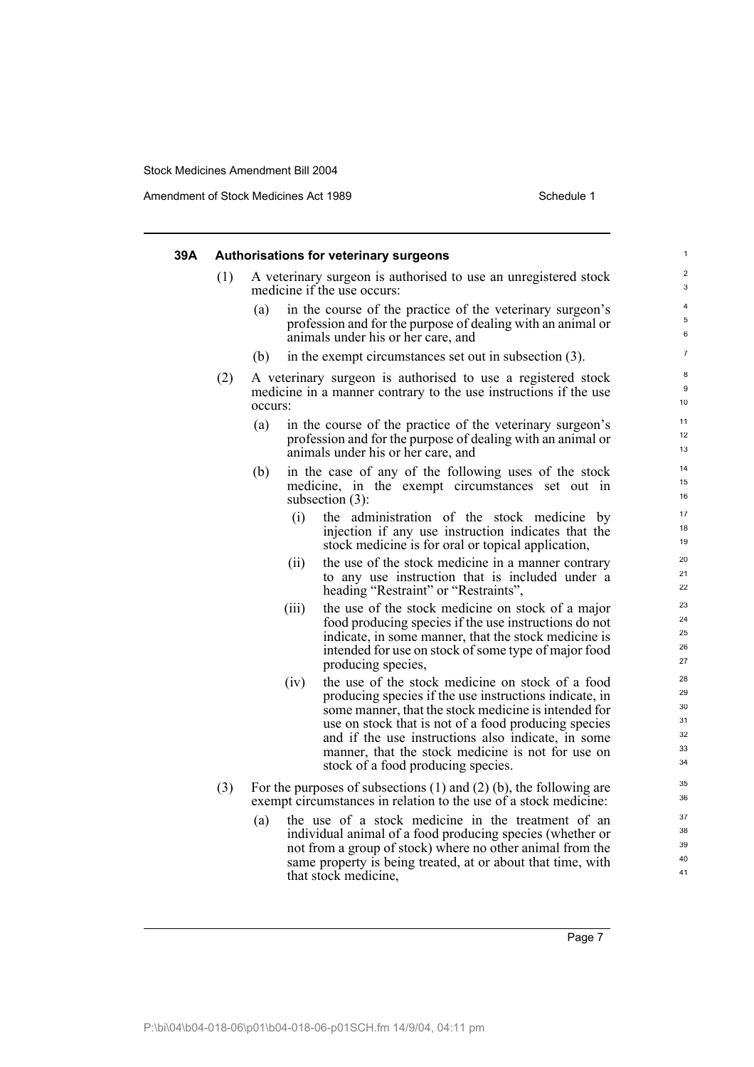### 39A Authorisations for veterinary surgeons

(1) A veterinary surgeon is authorised to use an unregistered stock medicine if the use occurs:

  (a) in the course of the practice of the veterinary surgeon's profession and for the purpose of dealing with an animal or animals under his or her care, and

  (b) in the exempt circumstances set out in subsection (3).

(2) A veterinary surgeon is authorised to use a registered stock medicine in a manner contrary to the use instructions if the use occurs:

  (a) in the course of the practice of the veterinary surgeon's profession and for the purpose of dealing with an animal or animals under his or her care, and

  (b) in the case of any of the following uses of the stock medicine, in the exempt circumstances set out in subsection (3):

    (i) the administration of the stock medicine by injection if any use instruction indicates that the stock medicine is for oral or topical application,

    (ii) the use of the stock medicine in a manner contrary to any use instruction that is included under a heading "Restraint" or "Restraints",

    (iii) the use of the stock medicine on stock of a major food producing species if the use instructions do not indicate, in some manner, that the stock medicine is intended for use on stock of some type of major food producing species,

    (iv) the use of the stock medicine on stock of a food producing species if the use instructions indicate, in some manner, that the stock medicine is intended for use on stock that is not of a food producing species and if the use instructions also indicate, in some manner, that the stock medicine is not for use on stock of a food producing species.

(3) For the purposes of subsections (1) and (2) (b), the following are exempt circumstances in relation to the use of a stock medicine:

  (a) the use of a stock medicine in the treatment of an individual animal of a food producing species (whether or not from a group of stock) where no other animal from the same property is being treated, at or about that time, with that stock medicine,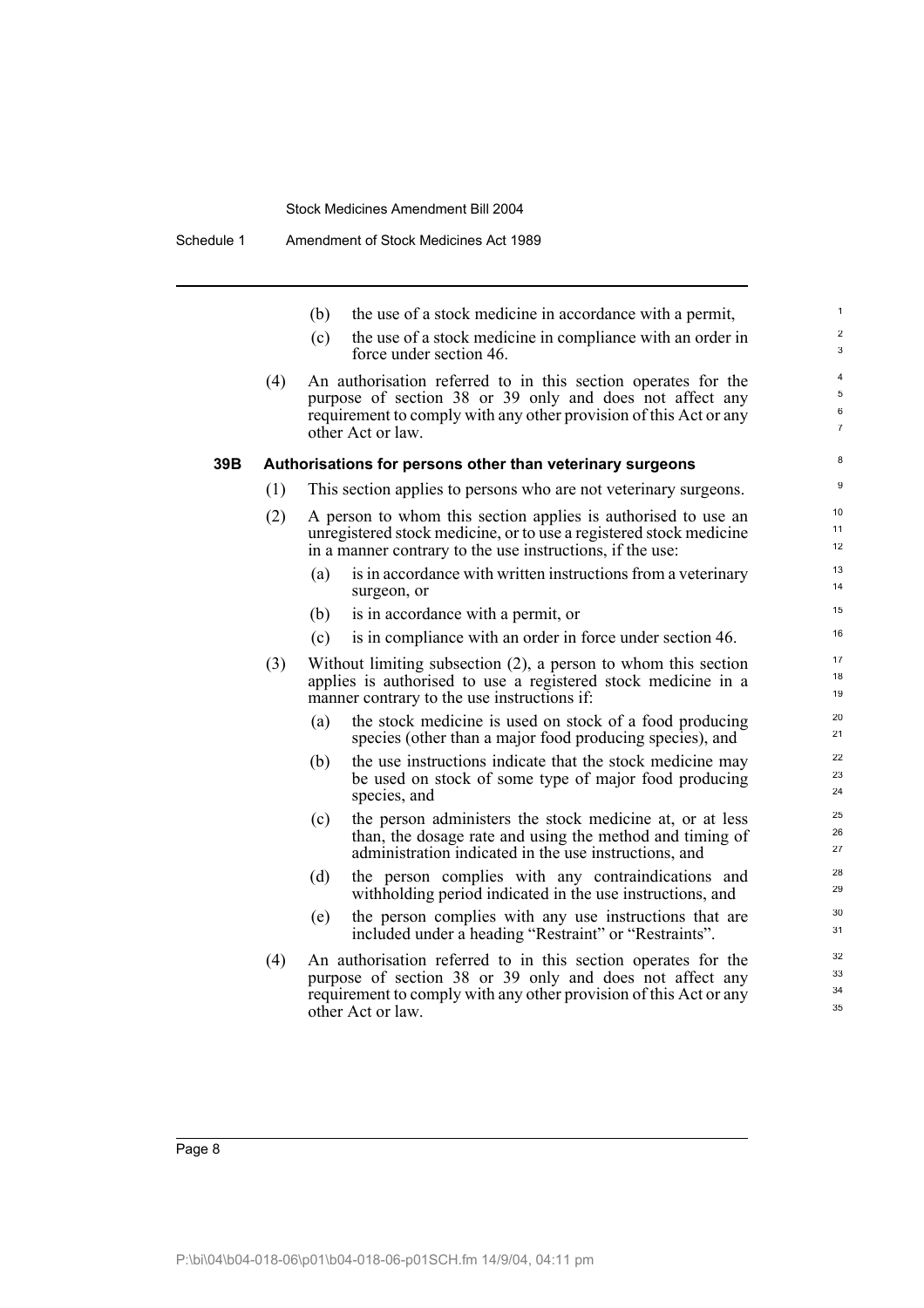(b) the use of a stock medicine in accordance with a permit,

(c) the use of a stock medicine in compliance with an order in force under section 46.

(4) An authorisation referred to in this section operates for the purpose of section 38 or 39 only and does not affect any requirement to comply with any other provision of this Act or any other Act or law.

### 39B Authorisations for persons other than veterinary surgeons

(1) This section applies to persons who are not veterinary surgeons.

(2) A person to whom this section applies is authorised to use an unregistered stock medicine, or to use a registered stock medicine in a manner contrary to the use instructions, if the use:

(a) is in accordance with written instructions from a veterinary surgeon, or

(b) is in accordance with a permit, or

(c) is in compliance with an order in force under section 46.

(3) Without limiting subsection (2), a person to whom this section applies is authorised to use a registered stock medicine in a manner contrary to the use instructions if:

(a) the stock medicine is used on stock of a food producing species (other than a major food producing species), and

(b) the use instructions indicate that the stock medicine may be used on stock of some type of major food producing species, and

(c) the person administers the stock medicine at, or at less than, the dosage rate and using the method and timing of administration indicated in the use instructions, and

(d) the person complies with any contraindications and withholding period indicated in the use instructions, and

(e) the person complies with any use instructions that are included under a heading "Restraint" or "Restraints".

(4) An authorisation referred to in this section operates for the purpose of section 38 or 39 only and does not affect any requirement to comply with any other provision of this Act or any other Act or law.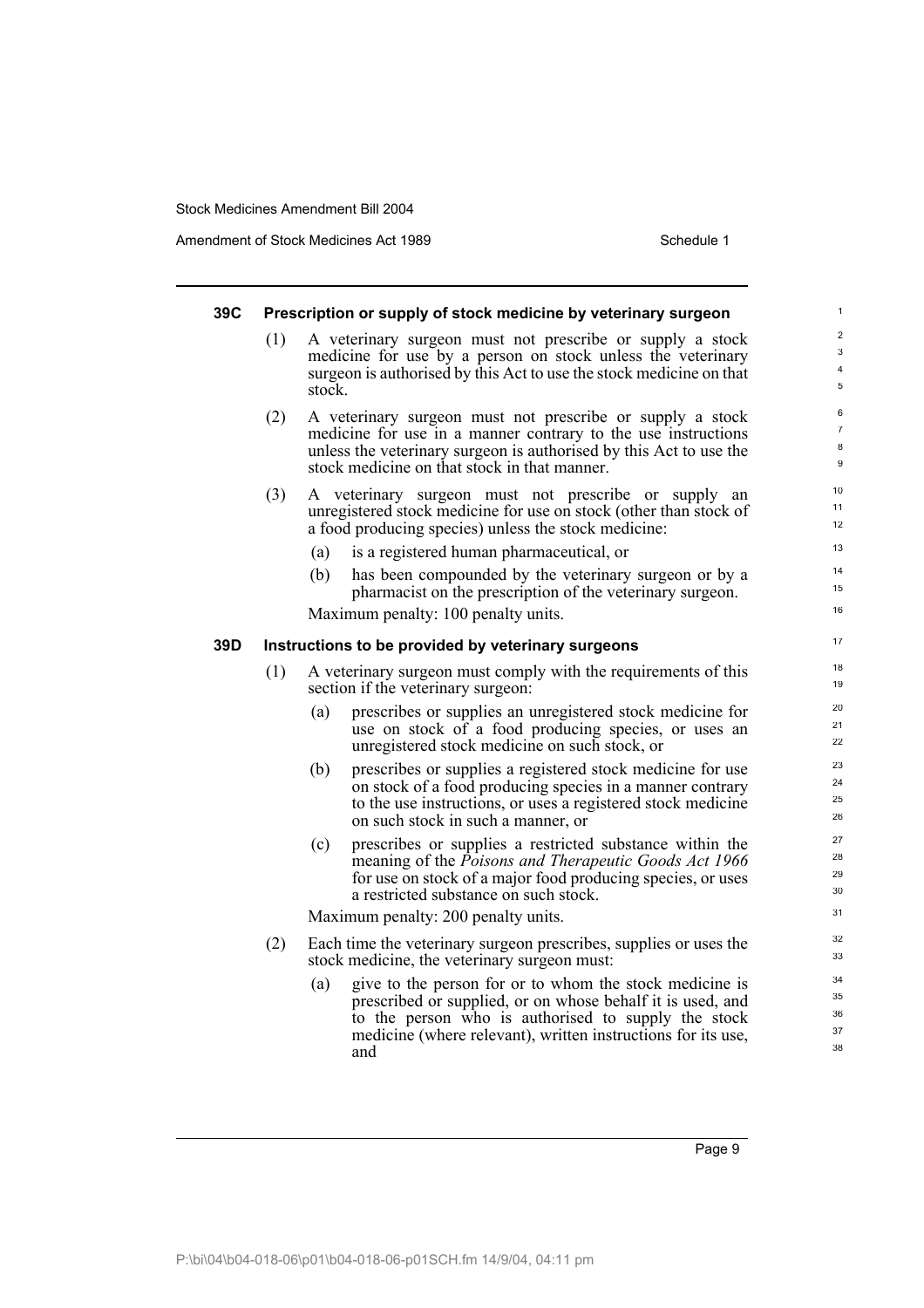### 39C Prescription or supply of stock medicine by veterinary surgeon

(1) A veterinary surgeon must not prescribe or supply a stock medicine for use by a person on stock unless the veterinary surgeon is authorised by this Act to use the stock medicine on that stock.

(2) A veterinary surgeon must not prescribe or supply a stock medicine for use in a manner contrary to the use instructions unless the veterinary surgeon is authorised by this Act to use the stock medicine on that stock in that manner.

(3) A veterinary surgeon must not prescribe or supply an unregistered stock medicine for use on stock (other than stock of a food producing species) unless the stock medicine:

(a) is a registered human pharmaceutical, or

(b) has been compounded by the veterinary surgeon or by a pharmacist on the prescription of the veterinary surgeon.

Maximum penalty: 100 penalty units.

### 39D Instructions to be provided by veterinary surgeons

(1) A veterinary surgeon must comply with the requirements of this section if the veterinary surgeon:

(a) prescribes or supplies an unregistered stock medicine for use on stock of a food producing species, or uses an unregistered stock medicine on such stock, or

(b) prescribes or supplies a registered stock medicine for use on stock of a food producing species in a manner contrary to the use instructions, or uses a registered stock medicine on such stock in such a manner, or

(c) prescribes or supplies a restricted substance within the meaning of the *Poisons and Therapeutic Goods Act 1966* for use on stock of a major food producing species, or uses a restricted substance on such stock.

Maximum penalty: 200 penalty units.

(2) Each time the veterinary surgeon prescribes, supplies or uses the stock medicine, the veterinary surgeon must:

(a) give to the person for or to whom the stock medicine is prescribed or supplied, or on whose behalf it is used, and to the person who is authorised to supply the stock medicine (where relevant), written instructions for its use, and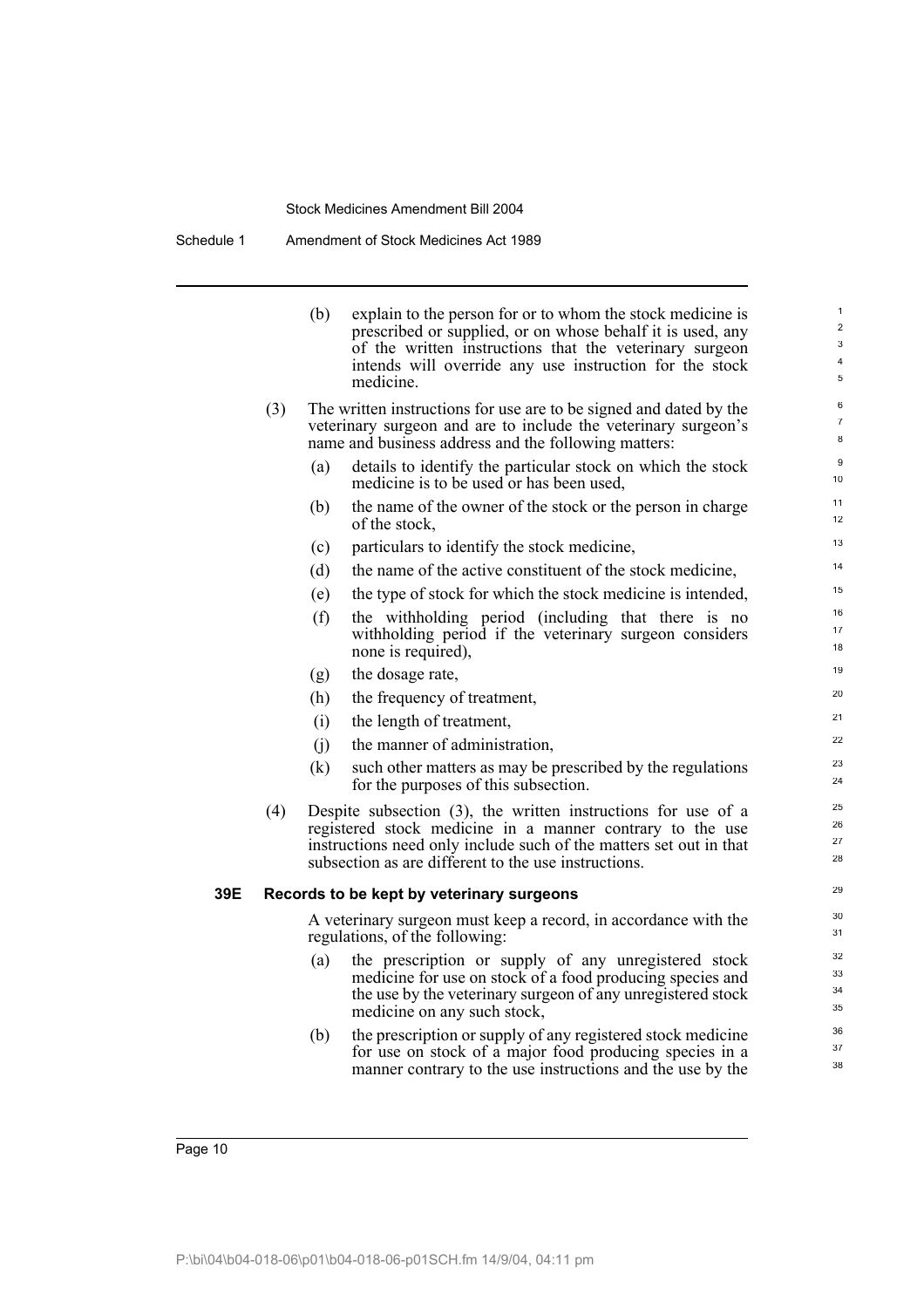(b) explain to the person for or to whom the stock medicine is prescribed or supplied, or on whose behalf it is used, any of the written instructions that the veterinary surgeon intends will override any use instruction for the stock medicine.

(3) The written instructions for use are to be signed and dated by the veterinary surgeon and are to include the veterinary surgeon's name and business address and the following matters:

(a) details to identify the particular stock on which the stock medicine is to be used or has been used,

(b) the name of the owner of the stock or the person in charge of the stock,

(c) particulars to identify the stock medicine,

(d) the name of the active constituent of the stock medicine,

(e) the type of stock for which the stock medicine is intended,

(f) the withholding period (including that there is no withholding period if the veterinary surgeon considers none is required),

(g) the dosage rate,

(h) the frequency of treatment,

(i) the length of treatment,

(j) the manner of administration,

(k) such other matters as may be prescribed by the regulations for the purposes of this subsection.

(4) Despite subsection (3), the written instructions for use of a registered stock medicine in a manner contrary to the use instructions need only include such of the matters set out in that subsection as are different to the use instructions.

**39E Records to be kept by veterinary surgeons**

A veterinary surgeon must keep a record, in accordance with the regulations, of the following:

(a) the prescription or supply of any unregistered stock medicine for use on stock of a food producing species and the use by the veterinary surgeon of any unregistered stock medicine on any such stock,

(b) the prescription or supply of any registered stock medicine for use on stock of a major food producing species in a manner contrary to the use instructions and the use by the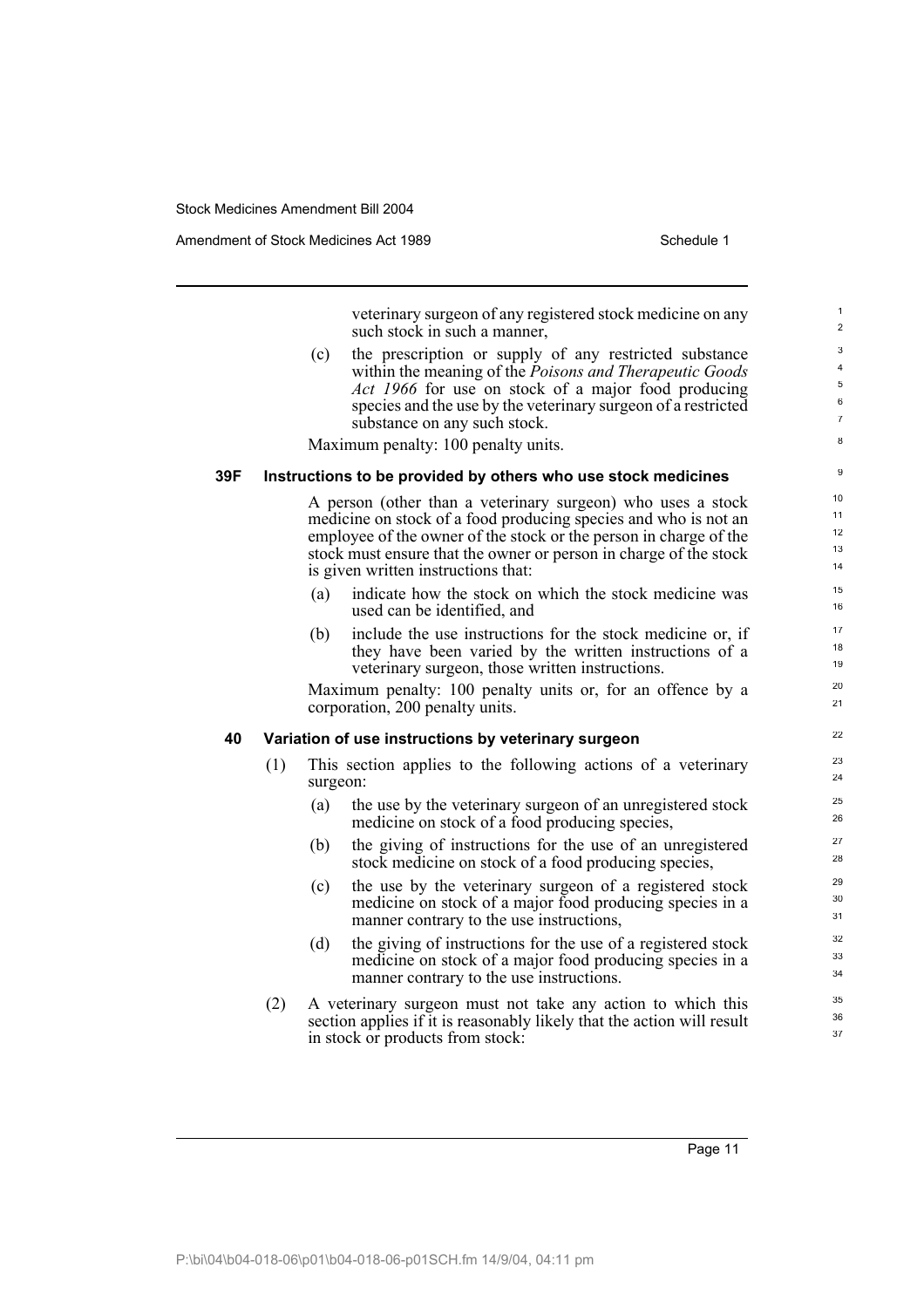veterinary surgeon of any registered stock medicine on any such stock in such a manner,

(c) the prescription or supply of any restricted substance within the meaning of the *Poisons and Therapeutic Goods Act 1966* for use on stock of a major food producing species and the use by the veterinary surgeon of a restricted substance on any such stock.

Maximum penalty: 100 penalty units.

**39F Instructions to be provided by others who use stock medicines**

A person (other than a veterinary surgeon) who uses a stock medicine on stock of a food producing species and who is not an employee of the owner of the stock or the person in charge of the stock must ensure that the owner or person in charge of the stock is given written instructions that:

(a) indicate how the stock on which the stock medicine was used can be identified, and

(b) include the use instructions for the stock medicine or, if they have been varied by the written instructions of a veterinary surgeon, those written instructions.

Maximum penalty: 100 penalty units or, for an offence by a corporation, 200 penalty units.

**40 Variation of use instructions by veterinary surgeon**

(1) This section applies to the following actions of a veterinary surgeon:

(a) the use by the veterinary surgeon of an unregistered stock medicine on stock of a food producing species,

(b) the giving of instructions for the use of an unregistered stock medicine on stock of a food producing species,

(c) the use by the veterinary surgeon of a registered stock medicine on stock of a major food producing species in a manner contrary to the use instructions,

(d) the giving of instructions for the use of a registered stock medicine on stock of a major food producing species in a manner contrary to the use instructions.

(2) A veterinary surgeon must not take any action to which this section applies if it is reasonably likely that the action will result in stock or products from stock: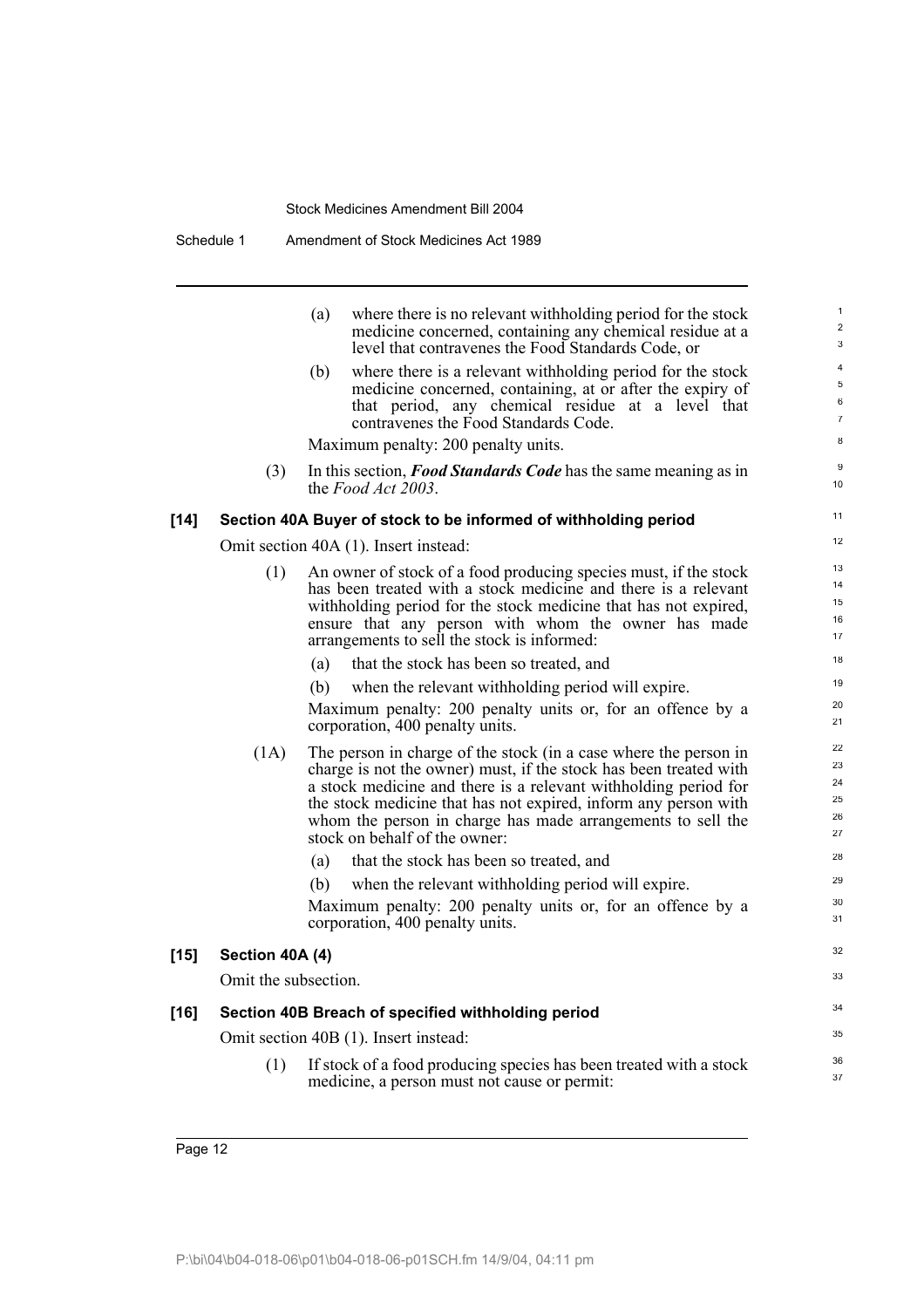(a) where there is no relevant withholding period for the stock medicine concerned, containing any chemical residue at a level that contravenes the Food Standards Code, or

(b) where there is a relevant withholding period for the stock medicine concerned, containing, at or after the expiry of that period, any chemical residue at a level that contravenes the Food Standards Code.

Maximum penalty: 200 penalty units.

(3) In this section, ***Food Standards Code*** has the same meaning as in the *Food Act 2003*.

### [14] Section 40A Buyer of stock to be informed of withholding period

Omit section 40A (1). Insert instead:

(1) An owner of stock of a food producing species must, if the stock has been treated with a stock medicine and there is a relevant withholding period for the stock medicine that has not expired, ensure that any person with whom the owner has made arrangements to sell the stock is informed:

(a) that the stock has been so treated, and

(b) when the relevant withholding period will expire.

Maximum penalty: 200 penalty units or, for an offence by a corporation, 400 penalty units.

(1A) The person in charge of the stock (in a case where the person in charge is not the owner) must, if the stock has been treated with a stock medicine and there is a relevant withholding period for the stock medicine that has not expired, inform any person with whom the person in charge has made arrangements to sell the stock on behalf of the owner:

(a) that the stock has been so treated, and

(b) when the relevant withholding period will expire.

Maximum penalty: 200 penalty units or, for an offence by a corporation, 400 penalty units.

### [15] Section 40A (4)

Omit the subsection.

### [16] Section 40B Breach of specified withholding period

Omit section 40B (1). Insert instead:

(1) If stock of a food producing species has been treated with a stock medicine, a person must not cause or permit: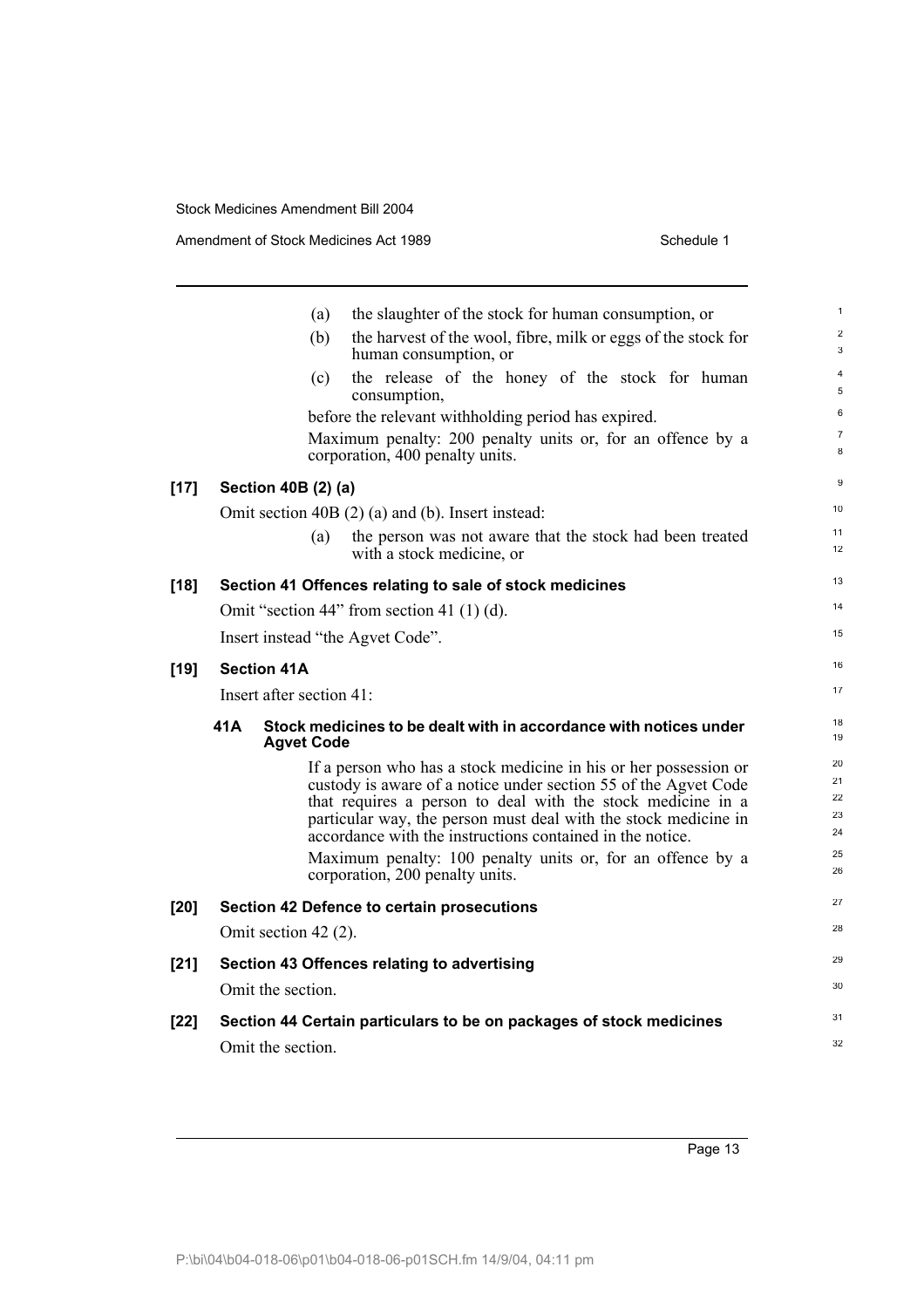(a) the slaughter of the stock for human consumption, or

(b) the harvest of the wool, fibre, milk or eggs of the stock for human consumption, or

(c) the release of the honey of the stock for human consumption,

before the relevant withholding period has expired.

Maximum penalty: 200 penalty units or, for an offence by a corporation, 400 penalty units.

**[17] Section 40B (2) (a)**

Omit section 40B (2) (a) and (b). Insert instead:

(a) the person was not aware that the stock had been treated with a stock medicine, or

**[18] Section 41 Offences relating to sale of stock medicines**

Omit "section 44" from section 41 (1) (d).

Insert instead "the Agvet Code".

**[19] Section 41A**

Insert after section 41:

**41A Stock medicines to be dealt with in accordance with notices under Agvet Code**

If a person who has a stock medicine in his or her possession or custody is aware of a notice under section 55 of the Agvet Code that requires a person to deal with the stock medicine in a particular way, the person must deal with the stock medicine in accordance with the instructions contained in the notice.

Maximum penalty: 100 penalty units or, for an offence by a corporation, 200 penalty units.

**[20] Section 42 Defence to certain prosecutions**

Omit section 42 (2).

**[21] Section 43 Offences relating to advertising**

Omit the section.

**[22] Section 44 Certain particulars to be on packages of stock medicines**

Omit the section.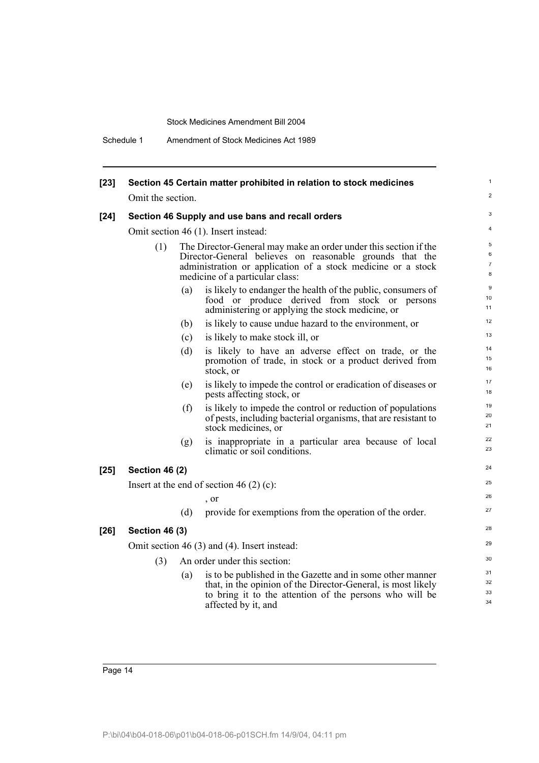**[23] Section 45 Certain matter prohibited in relation to stock medicines**

Omit the section.

**[24] Section 46 Supply and use bans and recall orders**

Omit section 46 (1). Insert instead:

(1) The Director-General may make an order under this section if the Director-General believes on reasonable grounds that the administration or application of a stock medicine or a stock medicine of a particular class:

(a) is likely to endanger the health of the public, consumers of food or produce derived from stock or persons administering or applying the stock medicine, or

(b) is likely to cause undue hazard to the environment, or

(c) is likely to make stock ill, or

(d) is likely to have an adverse effect on trade, or the promotion of trade, in stock or a product derived from stock, or

(e) is likely to impede the control or eradication of diseases or pests affecting stock, or

(f) is likely to impede the control or reduction of populations of pests, including bacterial organisms, that are resistant to stock medicines, or

(g) is inappropriate in a particular area because of local climatic or soil conditions.

**[25] Section 46 (2)**

Insert at the end of section 46 (2) (c):

, or

(d) provide for exemptions from the operation of the order.

**[26] Section 46 (3)**

Omit section 46 (3) and (4). Insert instead:

(3) An order under this section:

(a) is to be published in the Gazette and in some other manner that, in the opinion of the Director-General, is most likely to bring it to the attention of the persons who will be affected by it, and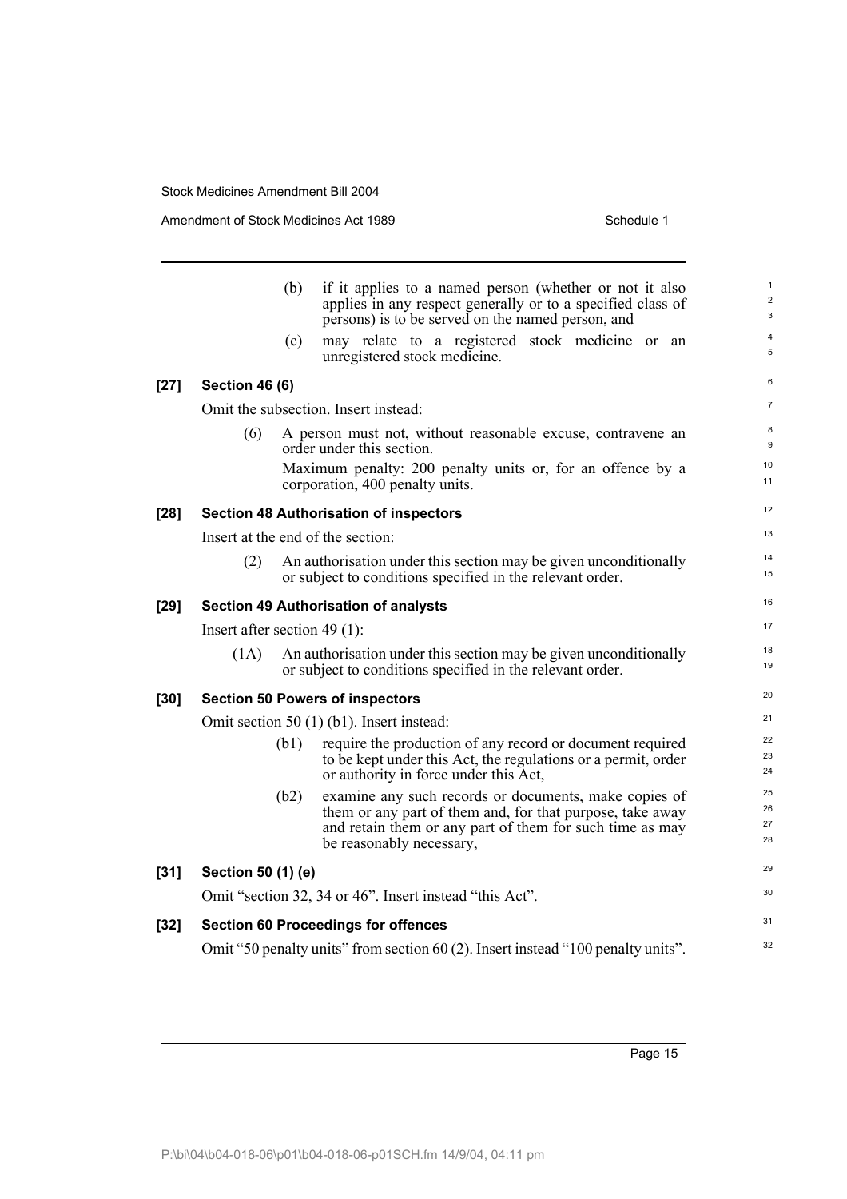(b) if it applies to a named person (whether or not it also applies in any respect generally or to a specified class of persons) is to be served on the named person, and

(c) may relate to a registered stock medicine or an unregistered stock medicine.

**[27] Section 46 (6)**

Omit the subsection. Insert instead:

(6) A person must not, without reasonable excuse, contravene an order under this section.

Maximum penalty: 200 penalty units or, for an offence by a corporation, 400 penalty units.

**[28] Section 48 Authorisation of inspectors**

Insert at the end of the section:

(2) An authorisation under this section may be given unconditionally or subject to conditions specified in the relevant order.

**[29] Section 49 Authorisation of analysts**

Insert after section 49 (1):

(1A) An authorisation under this section may be given unconditionally or subject to conditions specified in the relevant order.

**[30] Section 50 Powers of inspectors**

Omit section 50 (1) (b1). Insert instead:

(b1) require the production of any record or document required to be kept under this Act, the regulations or a permit, order or authority in force under this Act,

(b2) examine any such records or documents, make copies of them or any part of them and, for that purpose, take away and retain them or any part of them for such time as may be reasonably necessary,

**[31] Section 50 (1) (e)**

Omit "section 32, 34 or 46". Insert instead "this Act".

**[32] Section 60 Proceedings for offences**

Omit "50 penalty units" from section 60 (2). Insert instead "100 penalty units".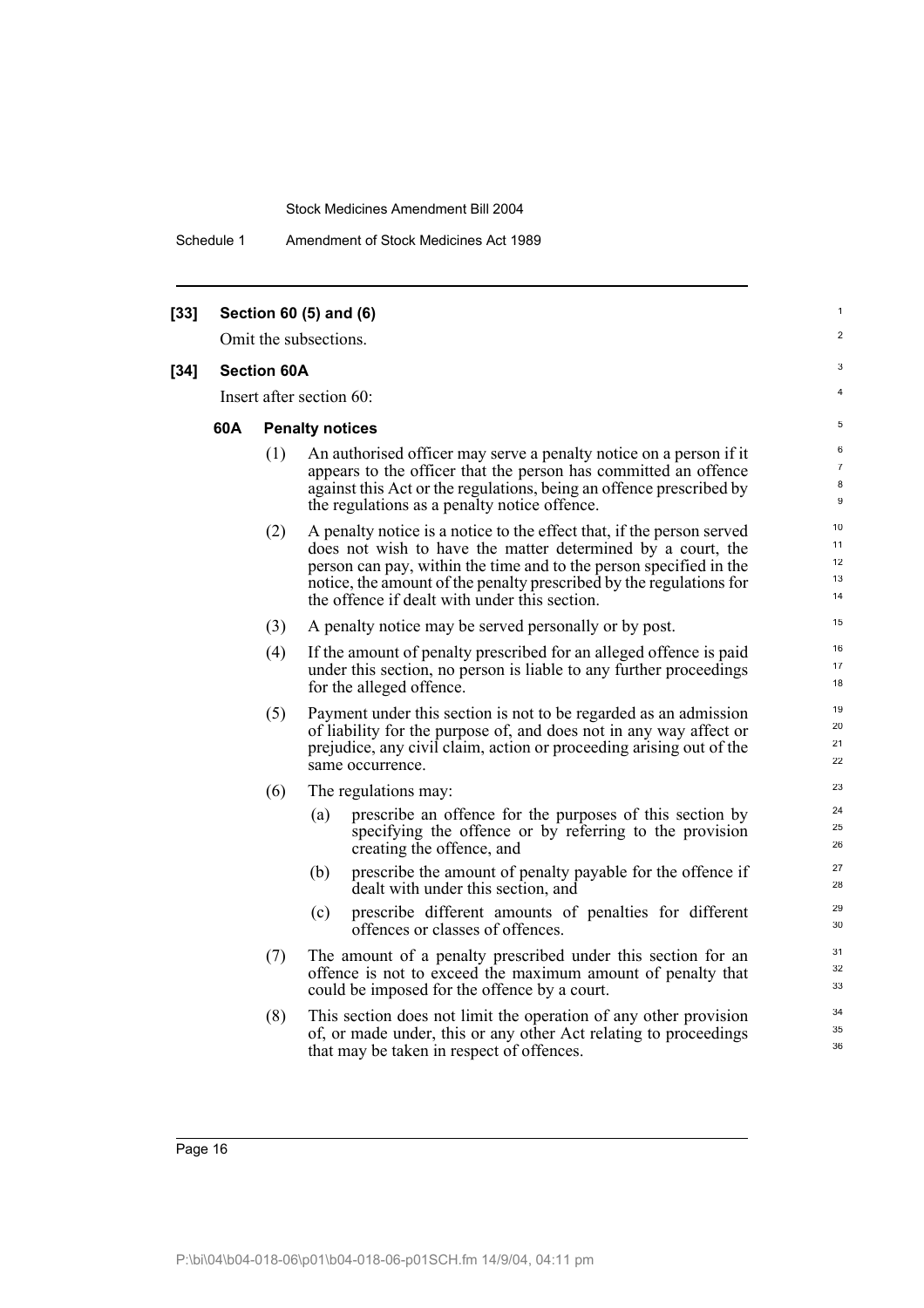**[33] Section 60 (5) and (6)**

Omit the subsections.

**[34] Section 60A**

Insert after section 60:

**60A Penalty notices**

(1) An authorised officer may serve a penalty notice on a person if it appears to the officer that the person has committed an offence against this Act or the regulations, being an offence prescribed by the regulations as a penalty notice offence.

(2) A penalty notice is a notice to the effect that, if the person served does not wish to have the matter determined by a court, the person can pay, within the time and to the person specified in the notice, the amount of the penalty prescribed by the regulations for the offence if dealt with under this section.

(3) A penalty notice may be served personally or by post.

(4) If the amount of penalty prescribed for an alleged offence is paid under this section, no person is liable to any further proceedings for the alleged offence.

(5) Payment under this section is not to be regarded as an admission of liability for the purpose of, and does not in any way affect or prejudice, any civil claim, action or proceeding arising out of the same occurrence.

(6) The regulations may:

(a) prescribe an offence for the purposes of this section by specifying the offence or by referring to the provision creating the offence, and

(b) prescribe the amount of penalty payable for the offence if dealt with under this section, and

(c) prescribe different amounts of penalties for different offences or classes of offences.

(7) The amount of a penalty prescribed under this section for an offence is not to exceed the maximum amount of penalty that could be imposed for the offence by a court.

(8) This section does not limit the operation of any other provision of, or made under, this or any other Act relating to proceedings that may be taken in respect of offences.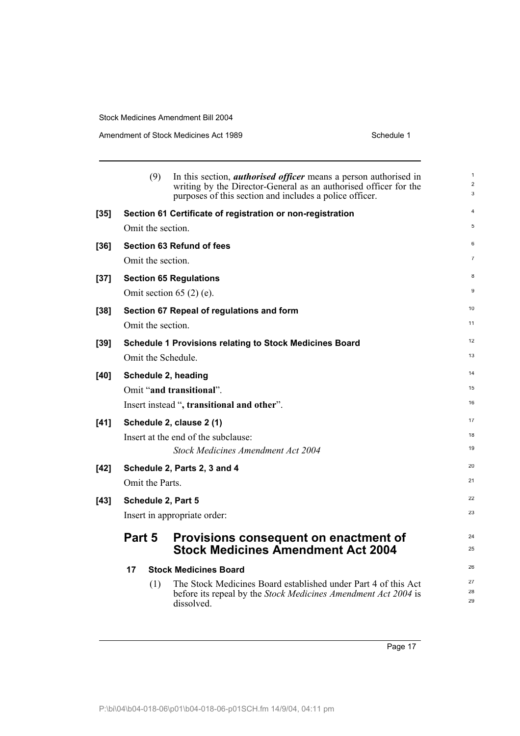(9) In this section, ***authorised officer*** means a person authorised in writing by the Director-General as an authorised officer for the purposes of this section and includes a police officer.

**[35] Section 61 Certificate of registration or non-registration**

Omit the section.

**[36] Section 63 Refund of fees**

Omit the section.

**[37] Section 65 Regulations**

Omit section 65 (2) (e).

**[38] Section 67 Repeal of regulations and form**

Omit the section.

**[39] Schedule 1 Provisions relating to Stock Medicines Board**

Omit the Schedule.

**[40] Schedule 2, heading**

Omit "**and transitional**".

Insert instead "**, transitional and other**".

**[41] Schedule 2, clause 2 (1)**

Insert at the end of the subclause:

*Stock Medicines Amendment Act 2004*

**[42] Schedule 2, Parts 2, 3 and 4**

Omit the Parts.

**[43] Schedule 2, Part 5**

Insert in appropriate order:

## Part 5 Provisions consequent on enactment of Stock Medicines Amendment Act 2004

### 17 Stock Medicines Board

(1) The Stock Medicines Board established under Part 4 of this Act before its repeal by the *Stock Medicines Amendment Act 2004* is dissolved.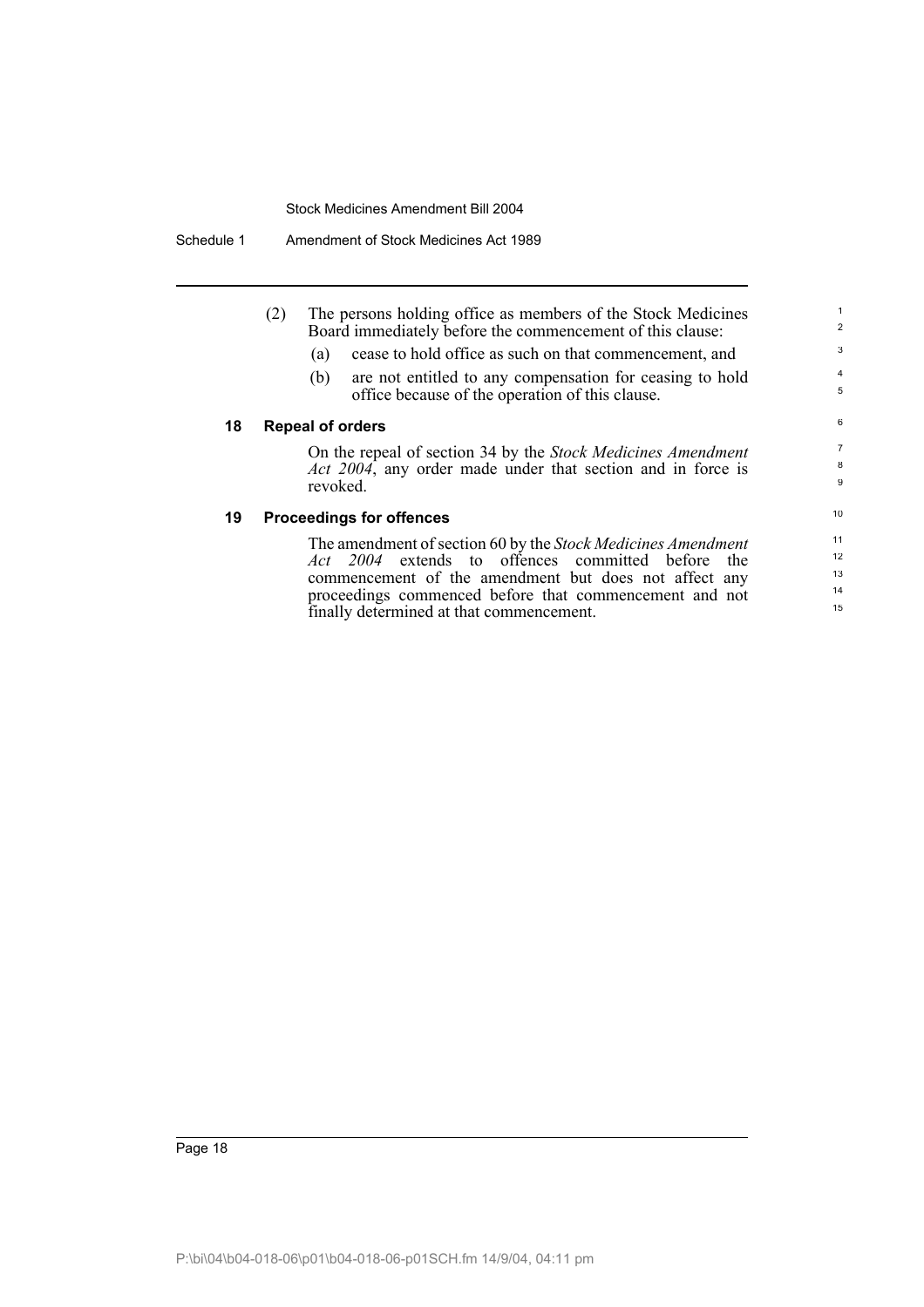(2) The persons holding office as members of the Stock Medicines Board immediately before the commencement of this clause:

(a) cease to hold office as such on that commencement, and

(b) are not entitled to any compensation for ceasing to hold office because of the operation of this clause.

### 18 Repeal of orders

On the repeal of section 34 by the *Stock Medicines Amendment Act 2004*, any order made under that section and in force is revoked.

### 19 Proceedings for offences

The amendment of section 60 by the *Stock Medicines Amendment Act 2004* extends to offences committed before the commencement of the amendment but does not affect any proceedings commenced before that commencement and not finally determined at that commencement.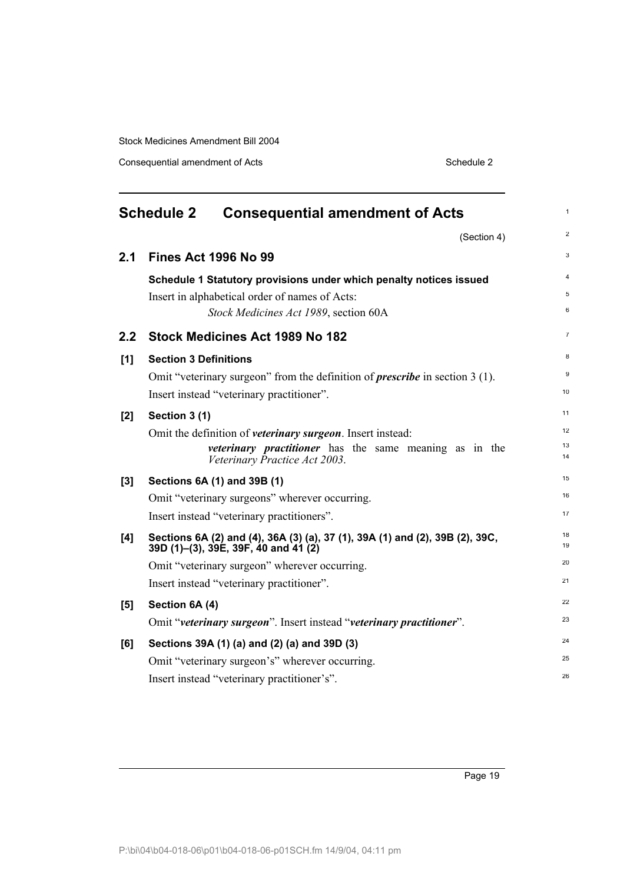# Schedule 2 Consequential amendment of Acts

(Section 4)

## 2.1 Fines Act 1996 No 99

**Schedule 1 Statutory provisions under which penalty notices issued**

Insert in alphabetical order of names of Acts:

*Stock Medicines Act 1989*, section 60A

## 2.2 Stock Medicines Act 1989 No 182

**[1] Section 3 Definitions**

Omit "veterinary surgeon" from the definition of ***prescribe*** in section 3 (1).

Insert instead "veterinary practitioner".

**[2] Section 3 (1)**

Omit the definition of ***veterinary surgeon***. Insert instead:

> ***veterinary practitioner*** has the same meaning as in the *Veterinary Practice Act 2003*.

**[3] Sections 6A (1) and 39B (1)**

Omit "veterinary surgeons" wherever occurring.

Insert instead "veterinary practitioners".

**[4] Sections 6A (2) and (4), 36A (3) (a), 37 (1), 39A (1) and (2), 39B (2), 39C, 39D (1)–(3), 39E, 39F, 40 and 41 (2)**

Omit "veterinary surgeon" wherever occurring.

Insert instead "veterinary practitioner".

**[5] Section 6A (4)**

Omit "***veterinary surgeon***". Insert instead "***veterinary practitioner***".

**[6] Sections 39A (1) (a) and (2) (a) and 39D (3)**

Omit "veterinary surgeon's" wherever occurring.

Insert instead "veterinary practitioner's".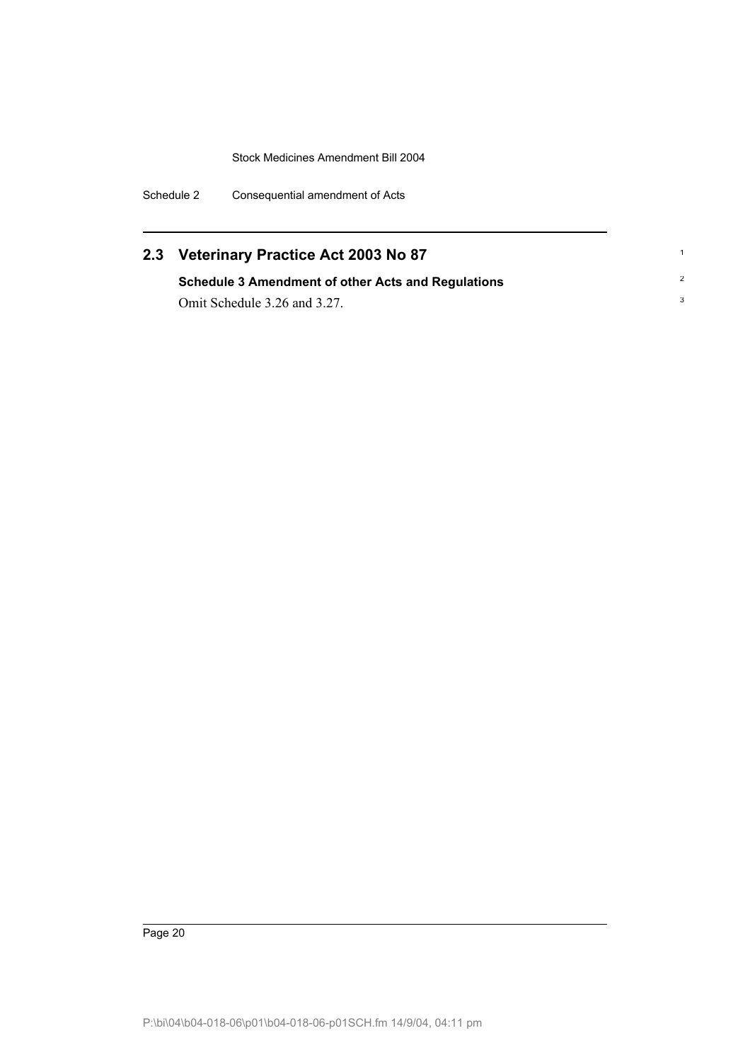## 2.3 Veterinary Practice Act 2003 No 87

**Schedule 3 Amendment of other Acts and Regulations**

Omit Schedule 3.26 and 3.27.